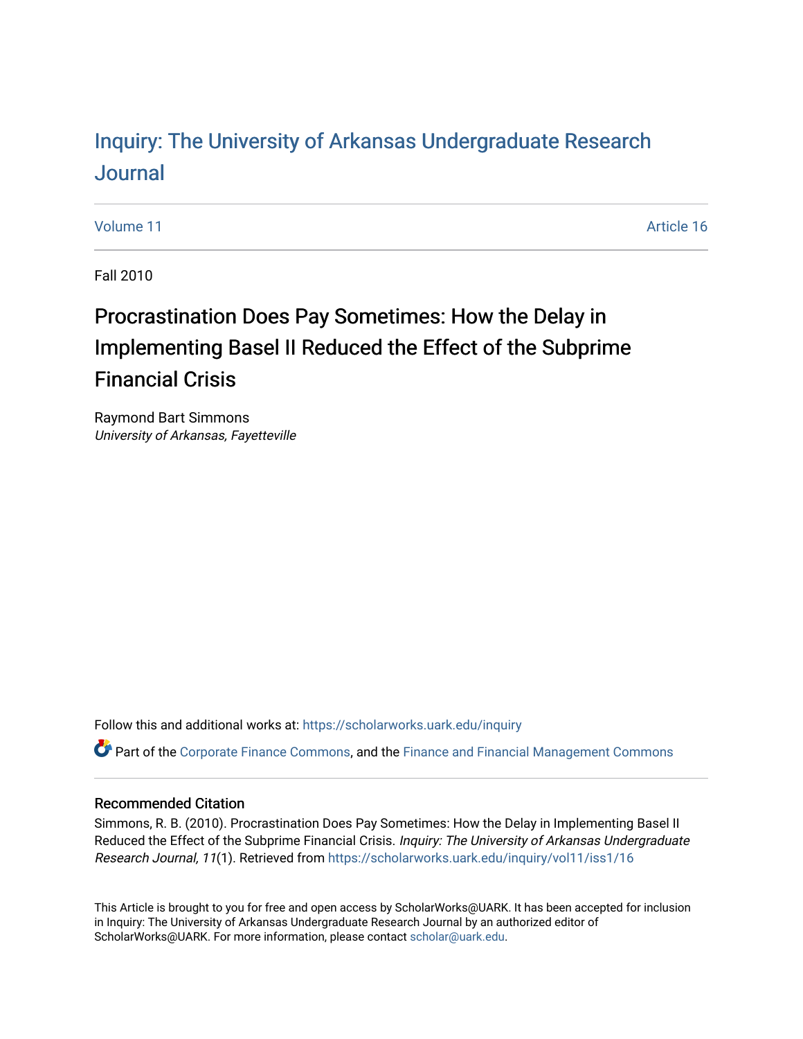# Inquiry: The University of Arkansas Undergraduate Research Journal

Volume 11 Article 16

Fall 2010

## Procrastination Does Pay Sometimes: How the Delay in Implementing Basel II Reduced the Effect of the Subprime Financial Crisis

Raymond Bart Simmons
*University of Arkansas, Fayetteville*

Follow this and additional works at: https://scholarworks.uark.edu/inquiry

Part of the Corporate Finance Commons, and the Finance and Financial Management Commons

### Recommended Citation

Simmons, R. B. (2010). Procrastination Does Pay Sometimes: How the Delay in Implementing Basel II Reduced the Effect of the Subprime Financial Crisis. *Inquiry: The University of Arkansas Undergraduate Research Journal, 11*(1). Retrieved from https://scholarworks.uark.edu/inquiry/vol11/iss1/16

This Article is brought to you for free and open access by ScholarWorks@UARK. It has been accepted for inclusion in Inquiry: The University of Arkansas Undergraduate Research Journal by an authorized editor of ScholarWorks@UARK. For more information, please contact scholar@uark.edu.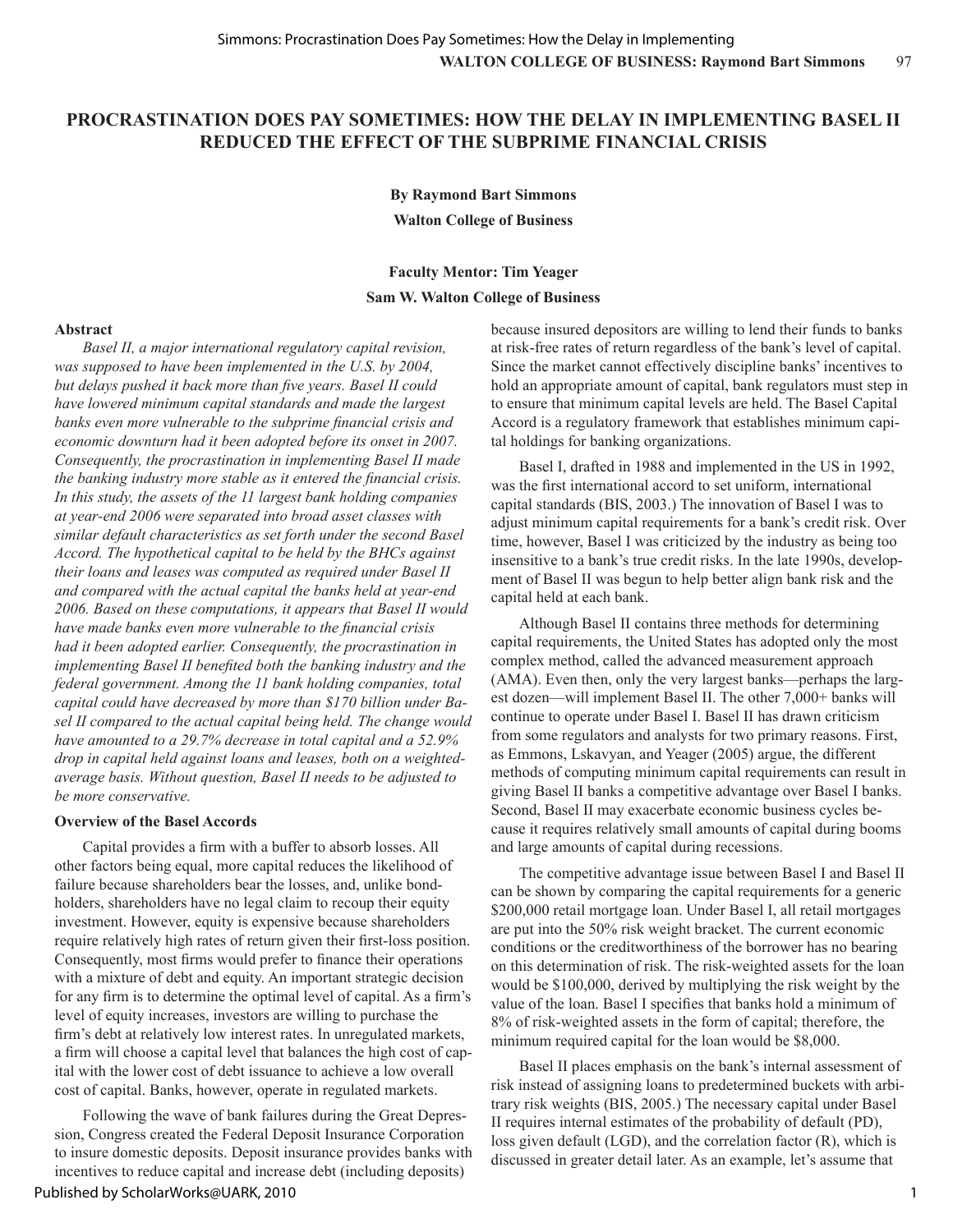# PROCRASTINATION DOES PAY SOMETIMES: HOW THE DELAY IN IMPLEMENTING BASEL II REDUCED THE EFFECT OF THE SUBPRIME FINANCIAL CRISIS

**By Raymond Bart Simmons**

**Walton College of Business**

**Faculty Mentor: Tim Yeager**

**Sam W. Walton College of Business**

### Abstract

*Basel II, a major international regulatory capital revision, was supposed to have been implemented in the U.S. by 2004, but delays pushed it back more than five years. Basel II could have lowered minimum capital standards and made the largest banks even more vulnerable to the subprime financial crisis and economic downturn had it been adopted before its onset in 2007. Consequently, the procrastination in implementing Basel II made the banking industry more stable as it entered the financial crisis. In this study, the assets of the 11 largest bank holding companies at year-end 2006 were separated into broad asset classes with similar default characteristics as set forth under the second Basel Accord. The hypothetical capital to be held by the BHCs against their loans and leases was computed as required under Basel II and compared with the actual capital the banks held at year-end 2006. Based on these computations, it appears that Basel II would have made banks even more vulnerable to the financial crisis had it been adopted earlier. Consequently, the procrastination in implementing Basel II benefited both the banking industry and the federal government. Among the 11 bank holding companies, total capital could have decreased by more than $170 billion under Basel II compared to the actual capital being held. The change would have amounted to a 29.7% decrease in total capital and a 52.9% drop in capital held against loans and leases, both on a weighted-average basis. Without question, Basel II needs to be adjusted to be more conservative.*

### Overview of the Basel Accords

Capital provides a firm with a buffer to absorb losses. All other factors being equal, more capital reduces the likelihood of failure because shareholders bear the losses, and, unlike bondholders, shareholders have no legal claim to recoup their equity investment. However, equity is expensive because shareholders require relatively high rates of return given their first-loss position. Consequently, most firms would prefer to finance their operations with a mixture of debt and equity. An important strategic decision for any firm is to determine the optimal level of capital. As a firm's level of equity increases, investors are willing to purchase the firm's debt at relatively low interest rates. In unregulated markets, a firm will choose a capital level that balances the high cost of capital with the lower cost of debt issuance to achieve a low overall cost of capital. Banks, however, operate in regulated markets.

Following the wave of bank failures during the Great Depression, Congress created the Federal Deposit Insurance Corporation to insure domestic deposits. Deposit insurance provides banks with incentives to reduce capital and increase debt (including deposits) because insured depositors are willing to lend their funds to banks at risk-free rates of return regardless of the bank's level of capital. Since the market cannot effectively discipline banks' incentives to hold an appropriate amount of capital, bank regulators must step in to ensure that minimum capital levels are held. The Basel Capital Accord is a regulatory framework that establishes minimum capital holdings for banking organizations.

Basel I, drafted in 1988 and implemented in the US in 1992, was the first international accord to set uniform, international capital standards (BIS, 2003.) The innovation of Basel I was to adjust minimum capital requirements for a bank's credit risk. Over time, however, Basel I was criticized by the industry as being too insensitive to a bank's true credit risks. In the late 1990s, development of Basel II was begun to help better align bank risk and the capital held at each bank.

Although Basel II contains three methods for determining capital requirements, the United States has adopted only the most complex method, called the advanced measurement approach (AMA). Even then, only the very largest banks—perhaps the largest dozen—will implement Basel II. The other 7,000+ banks will continue to operate under Basel I. Basel II has drawn criticism from some regulators and analysts for two primary reasons. First, as Emmons, Lskavyan, and Yeager (2005) argue, the different methods of computing minimum capital requirements can result in giving Basel II banks a competitive advantage over Basel I banks. Second, Basel II may exacerbate economic business cycles because it requires relatively small amounts of capital during booms and large amounts of capital during recessions.

The competitive advantage issue between Basel I and Basel II can be shown by comparing the capital requirements for a generic $200,000 retail mortgage loan. Under Basel I, all retail mortgages are put into the 50% risk weight bracket. The current economic conditions or the creditworthiness of the borrower has no bearing on this determination of risk. The risk-weighted assets for the loan would be $100,000, derived by multiplying the risk weight by the value of the loan. Basel I specifies that banks hold a minimum of 8% of risk-weighted assets in the form of capital; therefore, the minimum required capital for the loan would be $8,000.

Basel II places emphasis on the bank's internal assessment of risk instead of assigning loans to predetermined buckets with arbitrary risk weights (BIS, 2005.) The necessary capital under Basel II requires internal estimates of the probability of default (PD), loss given default (LGD), and the correlation factor (R), which is discussed in greater detail later. As an example, let's assume that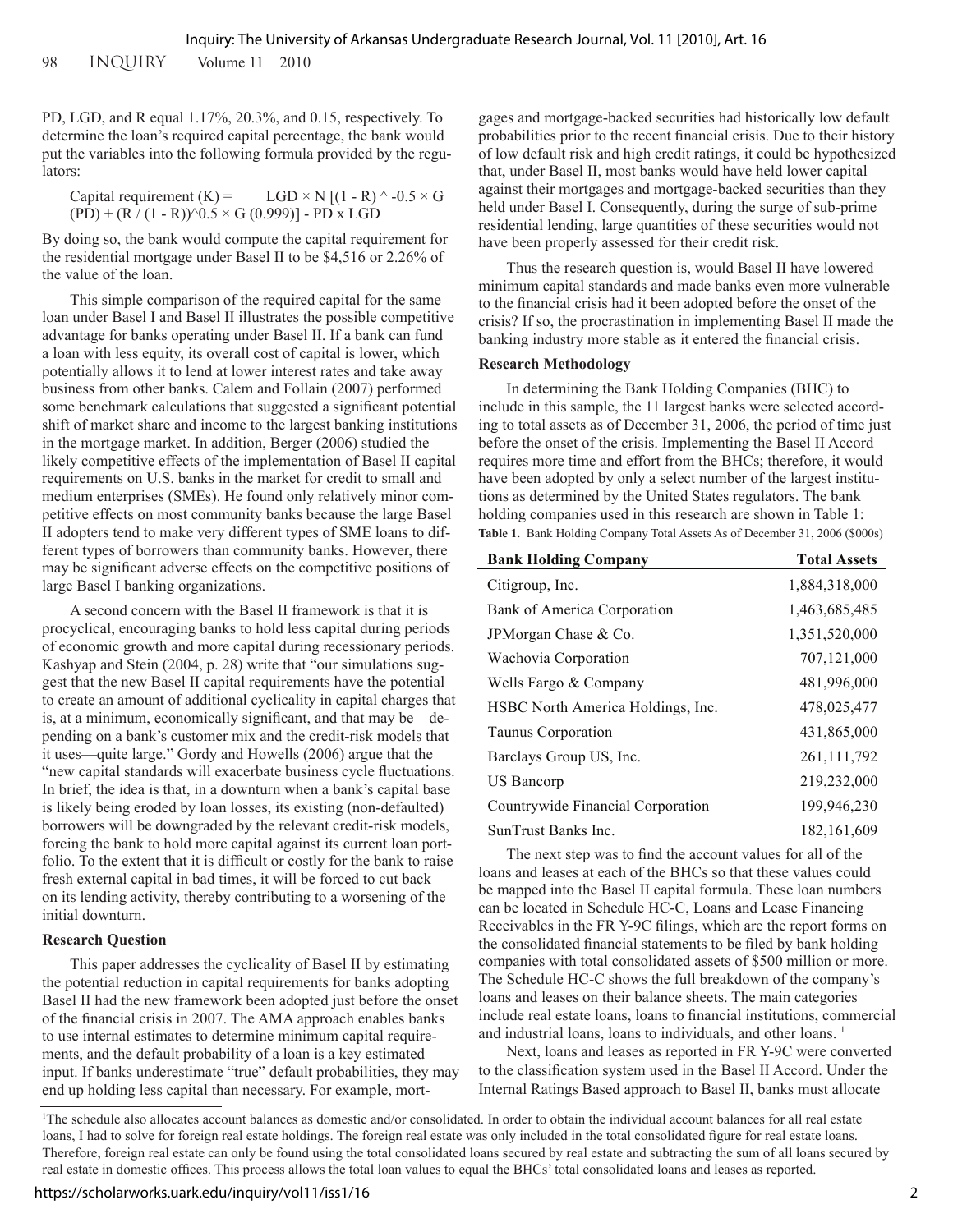PD, LGD, and R equal 1.17%, 20.3%, and 0.15, respectively. To determine the loan's required capital percentage, the bank would put the variables into the following formula provided by the regulators:

$$\text{Capital requirement } (K) = LGD \times N\left[(1 - R)^{-0.5} \times G(PD) + (R / (1 - R))^{0.5} \times G(0.999)\right] - PD \times LGD$$

By doing so, the bank would compute the capital requirement for the residential mortgage under Basel II to be $4,516 or 2.26% of the value of the loan.

This simple comparison of the required capital for the same loan under Basel I and Basel II illustrates the possible competitive advantage for banks operating under Basel II. If a bank can fund a loan with less equity, its overall cost of capital is lower, which potentially allows it to lend at lower interest rates and take away business from other banks. Calem and Follain (2007) performed some benchmark calculations that suggested a significant potential shift of market share and income to the largest banking institutions in the mortgage market. In addition, Berger (2006) studied the likely competitive effects of the implementation of Basel II capital requirements on U.S. banks in the market for credit to small and medium enterprises (SMEs). He found only relatively minor competitive effects on most community banks because the large Basel II adopters tend to make very different types of SME loans to different types of borrowers than community banks. However, there may be significant adverse effects on the competitive positions of large Basel I banking organizations.

A second concern with the Basel II framework is that it is procyclical, encouraging banks to hold less capital during periods of economic growth and more capital during recessionary periods. Kashyap and Stein (2004, p. 28) write that "our simulations suggest that the new Basel II capital requirements have the potential to create an amount of additional cyclicality in capital charges that is, at a minimum, economically significant, and that may be—depending on a bank's customer mix and the credit-risk models that it uses—quite large." Gordy and Howells (2006) argue that the "new capital standards will exacerbate business cycle fluctuations. In brief, the idea is that, in a downturn when a bank's capital base is likely being eroded by loan losses, its existing (non-defaulted) borrowers will be downgraded by the relevant credit-risk models, forcing the bank to hold more capital against its current loan portfolio. To the extent that it is difficult or costly for the bank to raise fresh external capital in bad times, it will be forced to cut back on its lending activity, thereby contributing to a worsening of the initial downturn.

**Research Question**

This paper addresses the cyclicality of Basel II by estimating the potential reduction in capital requirements for banks adopting Basel II had the new framework been adopted just before the onset of the financial crisis in 2007. The AMA approach enables banks to use internal estimates to determine minimum capital requirements, and the default probability of a loan is a key estimated input. If banks underestimate "true" default probabilities, they may end up holding less capital than necessary. For example, mortgages and mortgage-backed securities had historically low default probabilities prior to the recent financial crisis. Due to their history of low default risk and high credit ratings, it could be hypothesized that, under Basel II, most banks would have held lower capital against their mortgages and mortgage-backed securities than they held under Basel I. Consequently, during the surge of sub-prime residential lending, large quantities of these securities would not have been properly assessed for their credit risk.

Thus the research question is, would Basel II have lowered minimum capital standards and made banks even more vulnerable to the financial crisis had it been adopted before the onset of the crisis? If so, the procrastination in implementing Basel II made the banking industry more stable as it entered the financial crisis.

**Research Methodology**

In determining the Bank Holding Companies (BHC) to include in this sample, the 11 largest banks were selected according to total assets as of December 31, 2006, the period of time just before the onset of the crisis. Implementing the Basel II Accord requires more time and effort from the BHCs; therefore, it would have been adopted by only a select number of the largest institutions as determined by the United States regulators. The bank holding companies used in this research are shown in Table 1:

**Table 1.** Bank Holding Company Total Assets As of December 31, 2006 ($000s)

| Bank Holding Company | Total Assets |
|---|---|
| Citigroup, Inc. | 1,884,318,000 |
| Bank of America Corporation | 1,463,685,485 |
| JPMorgan Chase & Co. | 1,351,520,000 |
| Wachovia Corporation | 707,121,000 |
| Wells Fargo & Company | 481,996,000 |
| HSBC North America Holdings, Inc. | 478,025,477 |
| Taunus Corporation | 431,865,000 |
| Barclays Group US, Inc. | 261,111,792 |
| US Bancorp | 219,232,000 |
| Countrywide Financial Corporation | 199,946,230 |
| SunTrust Banks Inc. | 182,161,609 |

The next step was to find the account values for all of the loans and leases at each of the BHCs so that these values could be mapped into the Basel II capital formula. These loan numbers can be located in Schedule HC-C, Loans and Lease Financing Receivables in the FR Y-9C filings, which are the report forms on the consolidated financial statements to be filed by bank holding companies with total consolidated assets of $500 million or more. The Schedule HC-C shows the full breakdown of the company's loans and leases on their balance sheets. The main categories include real estate loans, loans to financial institutions, commercial and industrial loans, loans to individuals, and other loans. [1]

Next, loans and leases as reported in FR Y-9C were converted to the classification system used in the Basel II Accord. Under the Internal Ratings Based approach to Basel II, banks must allocate

[1] The schedule also allocates account balances as domestic and/or consolidated. In order to obtain the individual account balances for all real estate loans, I had to solve for foreign real estate holdings. The foreign real estate was only included in the total consolidated figure for real estate loans. Therefore, foreign real estate can only be found using the total consolidated loans secured by real estate and subtracting the sum of all loans secured by real estate in domestic offices. This process allows the total loan values to equal the BHCs' total consolidated loans and leases as reported.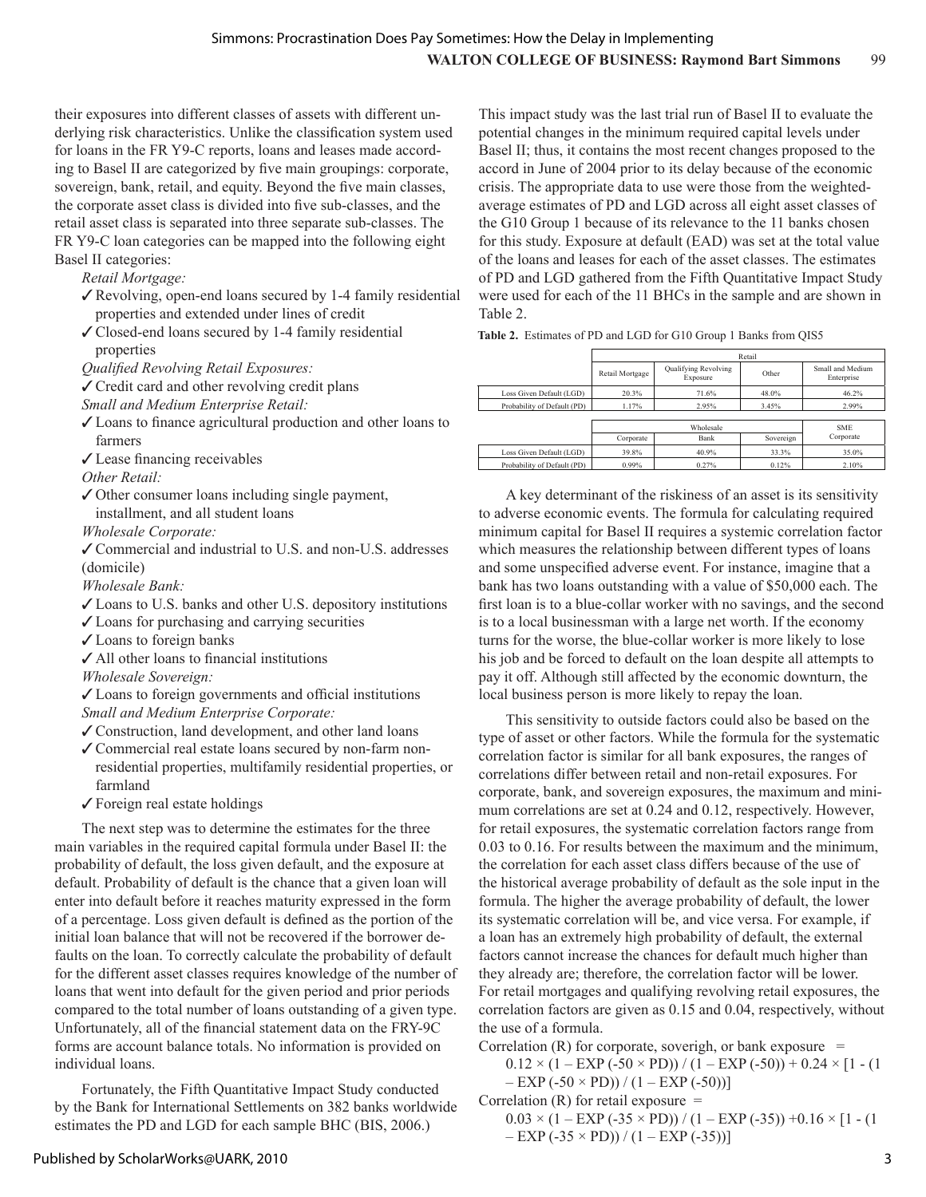their exposures into different classes of assets with different underlying risk characteristics. Unlike the classification system used for loans in the FR Y9-C reports, loans and leases made according to Basel II are categorized by five main groupings: corporate, sovereign, bank, retail, and equity. Beyond the five main classes, the corporate asset class is divided into five sub-classes, and the retail asset class is separated into three separate sub-classes. The FR Y9-C loan categories can be mapped into the following eight Basel II categories:

*Retail Mortgage:*

- ✓ Revolving, open-end loans secured by 1-4 family residential properties and extended under lines of credit
- ✓ Closed-end loans secured by 1-4 family residential properties

*Qualified Revolving Retail Exposures:*

- ✓ Credit card and other revolving credit plans

*Small and Medium Enterprise Retail:*

- ✓ Loans to finance agricultural production and other loans to farmers
- ✓ Lease financing receivables

*Other Retail:*

- ✓ Other consumer loans including single payment, installment, and all student loans

*Wholesale Corporate:*

- ✓ Commercial and industrial to U.S. and non-U.S. addresses (domicile)

*Wholesale Bank:*

- ✓ Loans to U.S. banks and other U.S. depository institutions
- ✓ Loans for purchasing and carrying securities
- ✓ Loans to foreign banks
- ✓ All other loans to financial institutions

*Wholesale Sovereign:*

- ✓ Loans to foreign governments and official institutions

*Small and Medium Enterprise Corporate:*

- ✓ Construction, land development, and other land loans
- ✓ Commercial real estate loans secured by non-farm nonresidential properties, multifamily residential properties, or farmland
- ✓ Foreign real estate holdings

The next step was to determine the estimates for the three main variables in the required capital formula under Basel II: the probability of default, the loss given default, and the exposure at default. Probability of default is the chance that a given loan will enter into default before it reaches maturity expressed in the form of a percentage. Loss given default is defined as the portion of the initial loan balance that will not be recovered if the borrower defaults on the loan. To correctly calculate the probability of default for the different asset classes requires knowledge of the number of loans that went into default for the given period and prior periods compared to the total number of loans outstanding of a given type. Unfortunately, all of the financial statement data on the FRY-9C forms are account balance totals. No information is provided on individual loans.

Fortunately, the Fifth Quantitative Impact Study conducted by the Bank for International Settlements on 382 banks worldwide estimates the PD and LGD for each sample BHC (BIS, 2006.) This impact study was the last trial run of Basel II to evaluate the potential changes in the minimum required capital levels under Basel II; thus, it contains the most recent changes proposed to the accord in June of 2004 prior to its delay because of the economic crisis. The appropriate data to use were those from the weighted-average estimates of PD and LGD across all eight asset classes of the G10 Group 1 because of its relevance to the 11 banks chosen for this study. Exposure at default (EAD) was set at the total value of the loans and leases for each of the asset classes. The estimates of PD and LGD gathered from the Fifth Quantitative Impact Study were used for each of the 11 BHCs in the sample and are shown in Table 2.

**Table 2.** Estimates of PD and LGD for G10 Group 1 Banks from QIS5

| | Retail | | | |
|---|---|---|---|---|
| | Retail Mortgage | Qualifying Revolving Exposure | Other | Small and Medium Enterprise |
| Loss Given Default (LGD) | 20.3% | 71.6% | 48.0% | 46.2% |
| Probability of Default (PD) | 1.17% | 2.95% | 3.45% | 2.99% |

| | Wholesale | | | SME |
|---|---|---|---|---|
| | Corporate | Bank | Sovereign | Corporate |
| Loss Given Default (LGD) | 39.8% | 40.9% | 33.3% | 35.0% |
| Probability of Default (PD) | 0.99% | 0.27% | 0.12% | 2.10% |

A key determinant of the riskiness of an asset is its sensitivity to adverse economic events. The formula for calculating required minimum capital for Basel II requires a systemic correlation factor which measures the relationship between different types of loans and some unspecified adverse event. For instance, imagine that a bank has two loans outstanding with a value of $50,000 each. The first loan is to a blue-collar worker with no savings, and the second is to a local businessman with a large net worth. If the economy turns for the worse, the blue-collar worker is more likely to lose his job and be forced to default on the loan despite all attempts to pay it off. Although still affected by the economic downturn, the local business person is more likely to repay the loan.

This sensitivity to outside factors could also be based on the type of asset or other factors. While the formula for the systematic correlation factor is similar for all bank exposures, the ranges of correlations differ between retail and non-retail exposures. For corporate, bank, and sovereign exposures, the maximum and minimum correlations are set at 0.24 and 0.12, respectively. However, for retail exposures, the systematic correlation factors range from 0.03 to 0.16. For results between the maximum and the minimum, the correlation for each asset class differs because of the use of the historical average probability of default as the sole input in the formula. The higher the average probability of default, the lower its systematic correlation will be, and vice versa. For example, if a loan has an extremely high probability of default, the external factors cannot increase the chances for default much higher than they already are; therefore, the correlation factor will be lower. For retail mortgages and qualifying revolving retail exposures, the correlation factors are given as 0.15 and 0.04, respectively, without the use of a formula.

Correlation (R) for corporate, soverigh, or bank exposure =

$$0.12 \times (1 - \mathrm{EXP}(-50 \times \mathrm{PD})) / (1 - \mathrm{EXP}(-50)) + 0.24 \times [1 - (1 - \mathrm{EXP}(-50 \times \mathrm{PD})) / (1 - \mathrm{EXP}(-50))]$$

Correlation (R) for retail exposure =

$$0.03 \times (1 - \mathrm{EXP}(-35 \times \mathrm{PD})) / (1 - \mathrm{EXP}(-35)) + 0.16 \times [1 - (1 - \mathrm{EXP}(-35 \times \mathrm{PD})) / (1 - \mathrm{EXP}(-35))]$$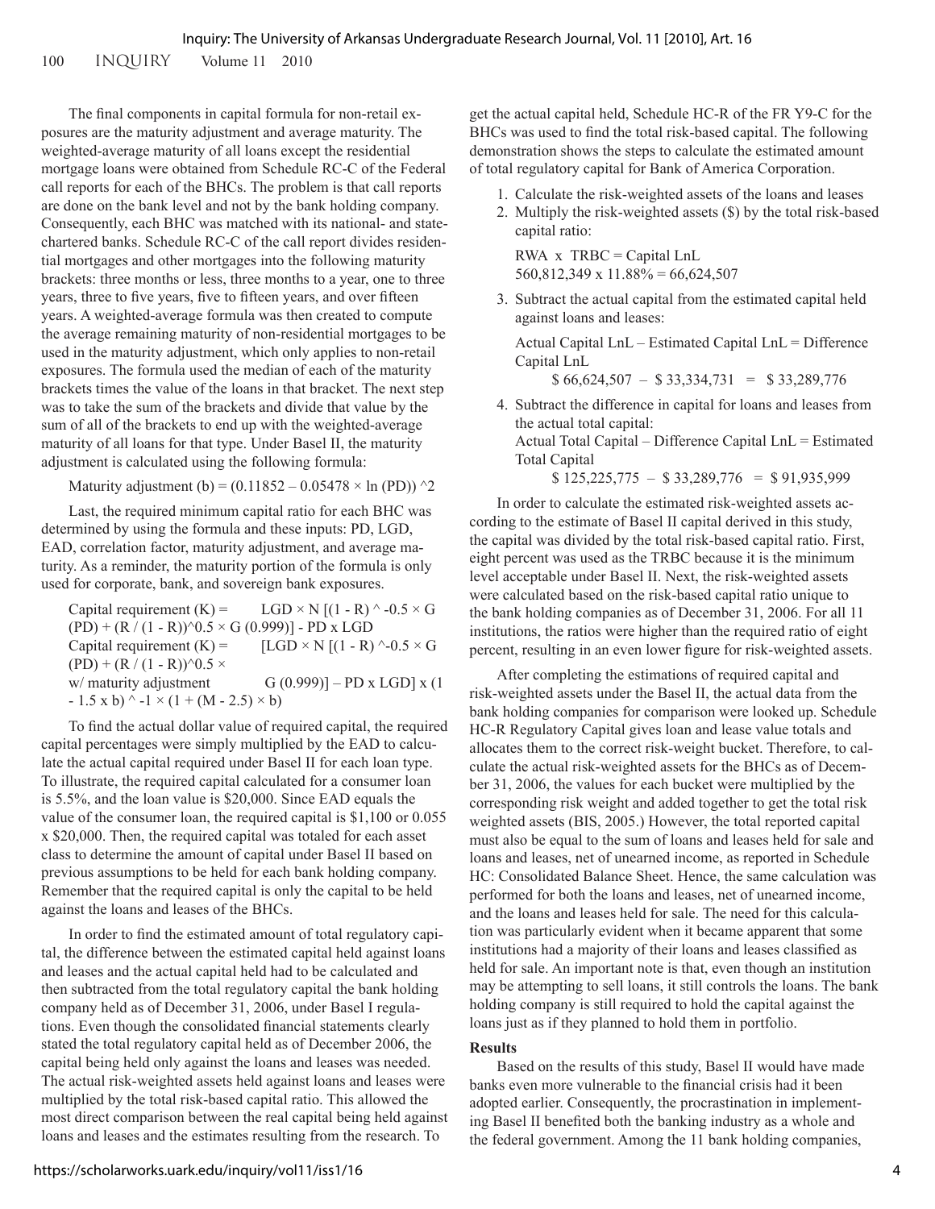The final components in capital formula for non-retail exposures are the maturity adjustment and average maturity. The weighted-average maturity of all loans except the residential mortgage loans were obtained from Schedule RC-C of the Federal call reports for each of the BHCs. The problem is that call reports are done on the bank level and not by the bank holding company. Consequently, each BHC was matched with its national- and state-chartered banks. Schedule RC-C of the call report divides residential mortgages and other mortgages into the following maturity brackets: three months or less, three months to a year, one to three years, three to five years, five to fifteen years, and over fifteen years. A weighted-average formula was then created to compute the average remaining maturity of non-residential mortgages to be used in the maturity adjustment, which only applies to non-retail exposures. The formula used the median of each of the maturity brackets times the value of the loans in that bracket. The next step was to take the sum of the brackets and divide that value by the sum of all of the brackets to end up with the weighted-average maturity of all loans for that type. Under Basel II, the maturity adjustment is calculated using the following formula:

$$\text{Maturity adjustment (b)} = (0.11852 - 0.05478 \times \ln(\text{PD}))^2$$

Last, the required minimum capital ratio for each BHC was determined by using the formula and these inputs: PD, LGD, EAD, correlation factor, maturity adjustment, and average maturity. As a reminder, the maturity portion of the formula is only used for corporate, bank, and sovereign bank exposures.

$$\text{Capital requirement (K)} = \text{LGD} \times N\left[(1 - R)^{-0.5} \times G(\text{PD}) + (R / (1 - R))^{0.5} \times G(0.999)\right] - \text{PD} \times \text{LGD}$$

Capital requirement (K) w/ maturity adjustment:

$$\text{K} = \left[\text{LGD} \times N\left[(1 - R)^{-0.5} \times G(\text{PD}) + (R / (1 - R))^{0.5} \times G(0.999)\right] - \text{PD} \times \text{LGD}\right] \times (1 - 1.5 \times b)^{-1} \times (1 + (M - 2.5) \times b)$$

To find the actual dollar value of required capital, the required capital percentages were simply multiplied by the EAD to calculate the actual capital required under Basel II for each loan type. To illustrate, the required capital calculated for a consumer loan is 5.5%, and the loan value is $20,000. Since EAD equals the value of the consumer loan, the required capital is $1,100 or 0.055 x $20,000. Then, the required capital was totaled for each asset class to determine the amount of capital under Basel II based on previous assumptions to be held for each bank holding company. Remember that the required capital is only the capital to be held against the loans and leases of the BHCs.

In order to find the estimated amount of total regulatory capital, the difference between the estimated capital held against loans and leases and the actual capital held had to be calculated and then subtracted from the total regulatory capital the bank holding company held as of December 31, 2006, under Basel I regulations. Even though the consolidated financial statements clearly stated the total regulatory capital held as of December 2006, the capital being held only against the loans and leases was needed. The actual risk-weighted assets held against loans and leases were multiplied by the total risk-based capital ratio. This allowed the most direct comparison between the real capital being held against loans and leases and the estimates resulting from the research. To get the actual capital held, Schedule HC-R of the FR Y9-C for the BHCs was used to find the total risk-based capital. The following demonstration shows the steps to calculate the estimated amount of total regulatory capital for Bank of America Corporation.

1. Calculate the risk-weighted assets of the loans and leases
2. Multiply the risk-weighted assets ($) by the total risk-based capital ratio:

   RWA x TRBC = Capital LnL
   560,812,349 x 11.88% = 66,624,507

3. Subtract the actual capital from the estimated capital held against loans and leases:

   Actual Capital LnL – Estimated Capital LnL = Difference Capital LnL
   $ 66,624,507 – $ 33,334,731 = $ 33,289,776

4. Subtract the difference in capital for loans and leases from the actual total capital:
   Actual Total Capital – Difference Capital LnL = Estimated Total Capital
   $ 125,225,775 – $ 33,289,776 = $ 91,935,999

In order to calculate the estimated risk-weighted assets according to the estimate of Basel II capital derived in this study, the capital was divided by the total risk-based capital ratio. First, eight percent was used as the TRBC because it is the minimum level acceptable under Basel II. Next, the risk-weighted assets were calculated based on the risk-based capital ratio unique to the bank holding companies as of December 31, 2006. For all 11 institutions, the ratios were higher than the required ratio of eight percent, resulting in an even lower figure for risk-weighted assets.

After completing the estimations of required capital and risk-weighted assets under the Basel II, the actual data from the bank holding companies for comparison were looked up. Schedule HC-R Regulatory Capital gives loan and lease value totals and allocates them to the correct risk-weight bucket. Therefore, to calculate the actual risk-weighted assets for the BHCs as of December 31, 2006, the values for each bucket were multiplied by the corresponding risk weight and added together to get the total risk weighted assets (BIS, 2005.) However, the total reported capital must also be equal to the sum of loans and leases held for sale and loans and leases, net of unearned income, as reported in Schedule HC: Consolidated Balance Sheet. Hence, the same calculation was performed for both the loans and leases, net of unearned income, and the loans and leases held for sale. The need for this calculation was particularly evident when it became apparent that some institutions had a majority of their loans and leases classified as held for sale. An important note is that, even though an institution may be attempting to sell loans, it still controls the loans. The bank holding company is still required to hold the capital against the loans just as if they planned to hold them in portfolio.

## Results

Based on the results of this study, Basel II would have made banks even more vulnerable to the financial crisis had it been adopted earlier. Consequently, the procrastination in implementing Basel II benefited both the banking industry as a whole and the federal government. Among the 11 bank holding companies,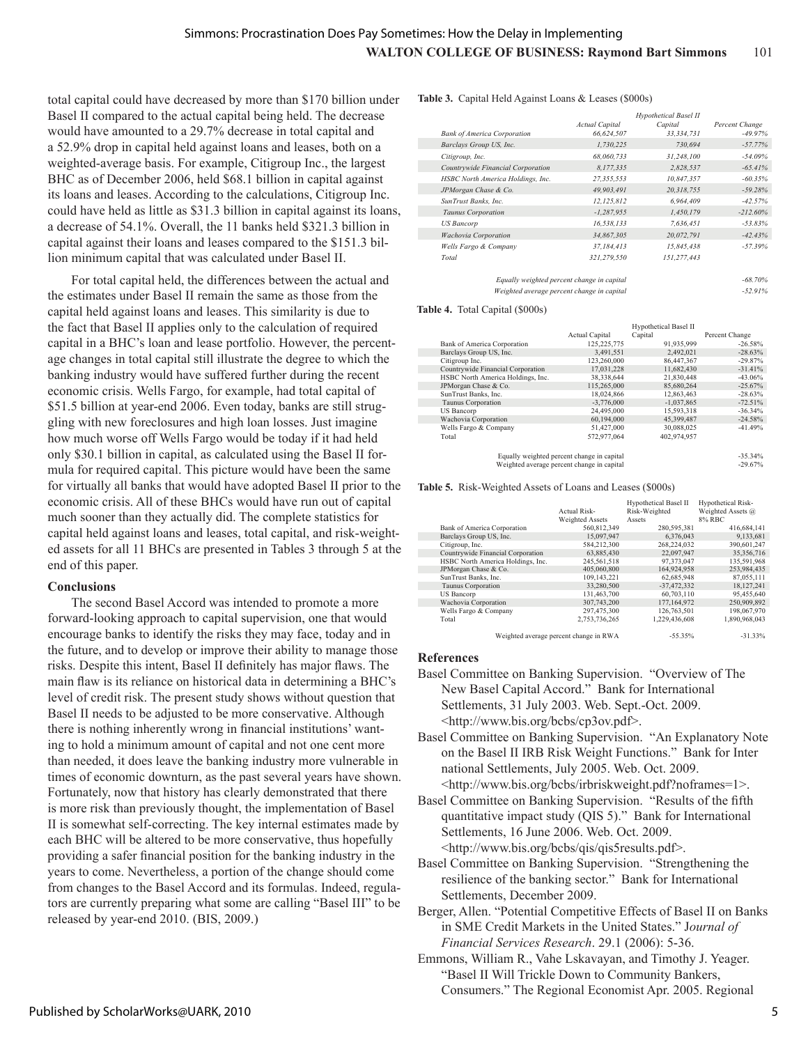total capital could have decreased by more than $170 billion under Basel II compared to the actual capital being held. The decrease would have amounted to a 29.7% decrease in total capital and a 52.9% drop in capital held against loans and leases, both on a weighted-average basis. For example, Citigroup Inc., the largest BHC as of December 2006, held $68.1 billion in capital against its loans and leases. According to the calculations, Citigroup Inc. could have held as little as $31.3 billion in capital against its loans, a decrease of 54.1%. Overall, the 11 banks held $321.3 billion in capital against their loans and leases compared to the $151.3 billion minimum capital that was calculated under Basel II.

For total capital held, the differences between the actual and the estimates under Basel II remain the same as those from the capital held against loans and leases. This similarity is due to the fact that Basel II applies only to the calculation of required capital in a BHC's loan and lease portfolio. However, the percentage changes in total capital still illustrate the degree to which the banking industry would have suffered further during the recent economic crisis. Wells Fargo, for example, had total capital of $51.5 billion at year-end 2006. Even today, banks are still struggling with new foreclosures and high loan losses. Just imagine how much worse off Wells Fargo would be today if it had held only $30.1 billion in capital, as calculated using the Basel II formula for required capital. This picture would have been the same for virtually all banks that would have adopted Basel II prior to the economic crisis. All of these BHCs would have run out of capital much sooner than they actually did. The complete statistics for capital held against loans and leases, total capital, and risk-weighted assets for all 11 BHCs are presented in Tables 3 through 5 at the end of this paper.

## Conclusions

The second Basel Accord was intended to promote a more forward-looking approach to capital supervision, one that would encourage banks to identify the risks they may face, today and in the future, and to develop or improve their ability to manage those risks. Despite this intent, Basel II definitely has major flaws. The main flaw is its reliance on historical data in determining a BHC's level of credit risk. The present study shows without question that Basel II needs to be adjusted to be more conservative. Although there is nothing inherently wrong in financial institutions' wanting to hold a minimum amount of capital and not one cent more than needed, it does leave the banking industry more vulnerable in times of economic downturn, as the past several years have shown. Fortunately, now that history has clearly demonstrated that there is more risk than previously thought, the implementation of Basel II is somewhat self-correcting. The key internal estimates made by each BHC will be altered to be more conservative, thus hopefully providing a safer financial position for the banking industry in the years to come. Nevertheless, a portion of the change should come from changes to the Basel Accord and its formulas. Indeed, regulators are currently preparing what some are calling "Basel III" to be released by year-end 2010. (BIS, 2009.)

**Table 3.** Capital Held Against Loans & Leases ($000s)

| | *Actual Capital* | *Hypothetical Basel II Capital* | *Percent Change* |
|---|---|---|---|
| *Bank of America Corporation* | *66,624,507* | *33,334,731* | *-49.97%* |
| *Barclays Group US, Inc.* | *1,730,225* | *730,694* | *-57.77%* |
| *Citigroup, Inc.* | *68,060,733* | *31,248,100* | *-54.09%* |
| *Countrywide Financial Corporation* | *8,177,335* | *2,828,537* | *-65.41%* |
| *HSBC North America Holdings, Inc.* | *27,355,553* | *10,847,357* | *-60.35%* |
| *JPMorgan Chase & Co.* | *49,903,491* | *20,318,755* | *-59.28%* |
| *SunTrust Banks, Inc.* | *12,125,812* | *6,964,409* | *-42.57%* |
| *Taunus Corporation* | *-1,287,955* | *1,450,179* | *-212.60%* |
| *US Bancorp* | *16,538,133* | *7,636,451* | *-53.83%* |
| *Wachovia Corporation* | *34,867,305* | *20,072,791* | *-42.43%* |
| *Wells Fargo & Company* | *37,184,413* | *15,845,438* | *-57.39%* |
| *Total* | *321,279,550* | *151,277,443* | |
| *Equally weighted percent change in capital* | | | *-68.70%* |
| *Weighted average percent change in capital* | | | *-52.91%* |

**Table 4.** Total Capital ($000s)

| | Actual Capital | Hypothetical Basel II Capital | Percent Change |
|---|---|---|---|
| Bank of America Corporation | 125,225,775 | 91,935,999 | -26.58% |
| Barclays Group US, Inc. | 3,491,551 | 2,492,021 | -28.63% |
| Citigroup Inc. | 123,260,000 | 86,447,367 | -29.87% |
| Countrywide Financial Corporation | 17,031,228 | 11,682,430 | -31.41% |
| HSBC North America Holdings, Inc. | 38,338,644 | 21,830,448 | -43.06% |
| JPMorgan Chase & Co. | 115,265,000 | 85,680,264 | -25.67% |
| SunTrust Banks, Inc. | 18,024,866 | 12,863,463 | -28.63% |
| Taunus Corporation | -3,776,000 | -1,037,865 | -72.51% |
| US Bancorp | 24,495,000 | 15,593,318 | -36.34% |
| Wachovia Corporation | 60,194,000 | 45,399,487 | -24.58% |
| Wells Fargo & Company | 51,427,000 | 30,088,025 | -41.49% |
| Total | 572,977,064 | 402,974,957 | |
| Equally weighted percent change in capital | | | -35.34% |
| Weighted average percent change in capital | | | -29.67% |

**Table 5.** Risk-Weighted Assets of Loans and Leases ($000s)

| | Actual Risk-Weighted Assets | Hypothetical Basel II Risk-Weighted Assets | Hypothetical Risk-Weighted Assets @ 8% RBC |
|---|---|---|---|
| Bank of America Corporation | 560,812,349 | 280,595,381 | 416,684,141 |
| Barclays Group US, Inc. | 15,097,947 | 6,376,043 | 9,133,681 |
| Citigroup, Inc. | 584,212,300 | 268,224,032 | 390,601,247 |
| Countrywide Financial Corporation | 63,885,430 | 22,097,947 | 35,356,716 |
| HSBC North America Holdings, Inc. | 245,561,518 | 97,373,047 | 135,591,968 |
| JPMorgan Chase & Co. | 405,060,800 | 164,924,958 | 253,984,435 |
| SunTrust Banks, Inc. | 109,143,221 | 62,685,948 | 87,055,111 |
| Taunus Corporation | 33,280,500 | -37,472,332 | 18,127,241 |
| US Bancorp | 131,463,700 | 60,703,110 | 95,455,640 |
| Wachovia Corporation | 307,743,200 | 177,164,972 | 250,909,892 |
| Wells Fargo & Company | 297,475,300 | 126,763,501 | 198,067,970 |
| Total | 2,753,736,265 | 1,229,436,608 | 1,890,968,043 |
| Weighted average percent change in RWA | | -55.35% | -31.33% |

## References

Basel Committee on Banking Supervision. "Overview of The New Basel Capital Accord." Bank for International Settlements, 31 July 2003. Web. Sept.-Oct. 2009. <http://www.bis.org/bcbs/cp3ov.pdf>.

Basel Committee on Banking Supervision. "An Explanatory Note on the Basel II IRB Risk Weight Functions." Bank for International Settlements, July 2005. Web. Oct. 2009. <http://www.bis.org/bcbs/irbriskweight.pdf?noframes=1>.

Basel Committee on Banking Supervision. "Results of the fifth quantitative impact study (QIS 5)." Bank for International Settlements, 16 June 2006. Web. Oct. 2009. <http://www.bis.org/bcbs/qis/qis5results.pdf>.

Basel Committee on Banking Supervision. "Strengthening the resilience of the banking sector." Bank for International Settlements, December 2009.

Berger, Allen. "Potential Competitive Effects of Basel II on Banks in SME Credit Markets in the United States." J*ournal of Financial Services Research*. 29.1 (2006): 5-36.

Emmons, William R., Vahe Lskavayan, and Timothy J. Yeager. "Basel II Will Trickle Down to Community Bankers, Consumers." The Regional Economist Apr. 2005. Regional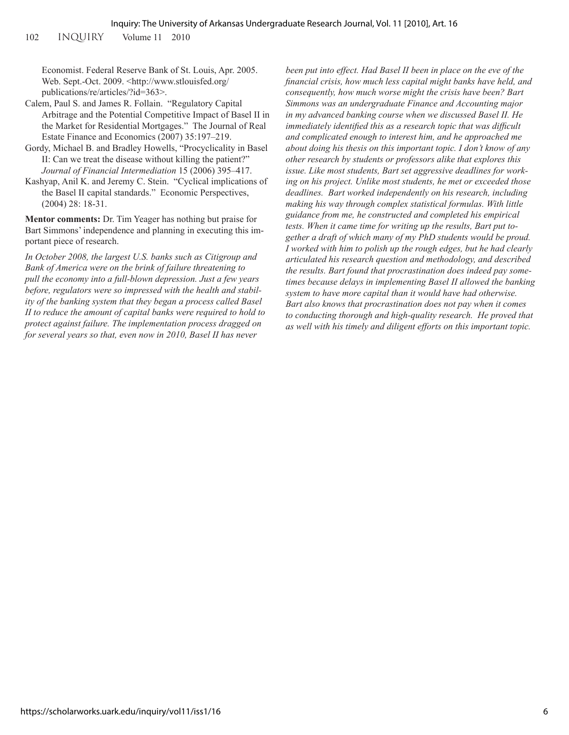Economist. Federal Reserve Bank of St. Louis, Apr. 2005. Web. Sept.-Oct. 2009. <http://www.stlouisfed.org/publications/re/articles/?id=363>.

Calem, Paul S. and James R. Follain. "Regulatory Capital Arbitrage and the Potential Competitive Impact of Basel II in the Market for Residential Mortgages." The Journal of Real Estate Finance and Economics (2007) 35:197–219.

Gordy, Michael B. and Bradley Howells, "Procyclicality in Basel II: Can we treat the disease without killing the patient?" *Journal of Financial Intermediation* 15 (2006) 395–417.

Kashyap, Anil K. and Jeremy C. Stein. "Cyclical implications of the Basel II capital standards." Economic Perspectives, (2004) 28: 18-31.

**Mentor comments:** Dr. Tim Yeager has nothing but praise for Bart Simmons' independence and planning in executing this important piece of research.

*In October 2008, the largest U.S. banks such as Citigroup and Bank of America were on the brink of failure threatening to pull the economy into a full-blown depression. Just a few years before, regulators were so impressed with the health and stability of the banking system that they began a process called Basel II to reduce the amount of capital banks were required to hold to protect against failure. The implementation process dragged on for several years so that, even now in 2010, Basel II has never been put into effect. Had Basel II been in place on the eve of the financial crisis, how much less capital might banks have held, and consequently, how much worse might the crisis have been? Bart Simmons was an undergraduate Finance and Accounting major in my advanced banking course when we discussed Basel II. He immediately identified this as a research topic that was difficult and complicated enough to interest him, and he approached me about doing his thesis on this important topic. I don't know of any other research by students or professors alike that explores this issue. Like most students, Bart set aggressive deadlines for working on his project. Unlike most students, he met or exceeded those deadlines. Bart worked independently on his research, including making his way through complex statistical formulas. With little guidance from me, he constructed and completed his empirical tests. When it came time for writing up the results, Bart put together a draft of which many of my PhD students would be proud. I worked with him to polish up the rough edges, but he had clearly articulated his research question and methodology, and described the results. Bart found that procrastination does indeed pay sometimes because delays in implementing Basel II allowed the banking system to have more capital than it would have had otherwise. Bart also knows that procrastination does not pay when it comes to conducting thorough and high-quality research. He proved that as well with his timely and diligent efforts on this important topic.*